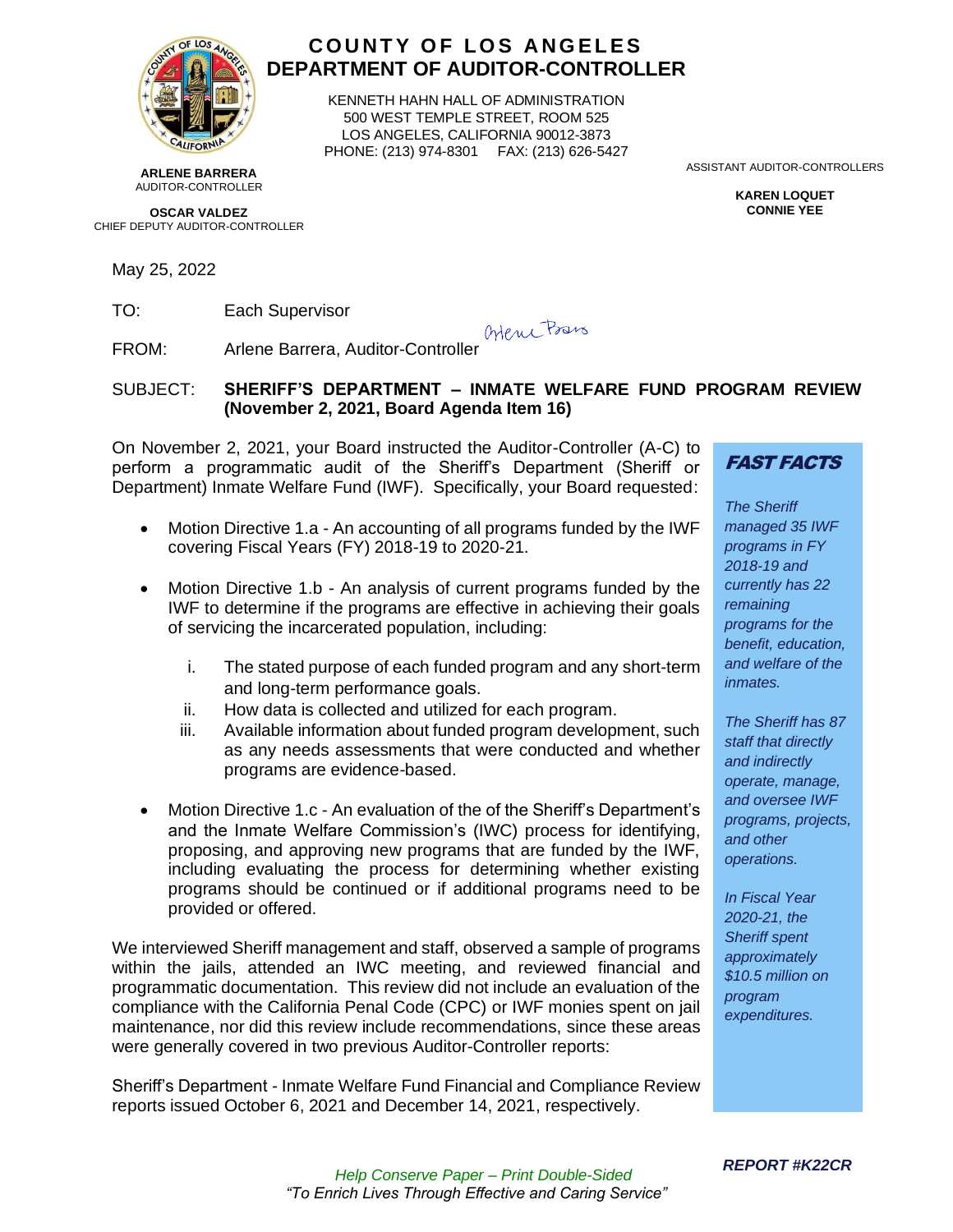# COUNTY OF LOS ANGELES
## DEPARTMENT OF AUDITOR-CONTROLLER

KENNETH HAHN HALL OF ADMINISTRATION
500 WEST TEMPLE STREET, ROOM 525
LOS ANGELES, CALIFORNIA 90012-3873
PHONE: (213) 974-8301 FAX: (213) 626-5427

**ARLENE BARRERA**
AUDITOR-CONTROLLER

**OSCAR VALDEZ**
CHIEF DEPUTY AUDITOR-CONTROLLER

ASSISTANT AUDITOR-CONTROLLERS

**KAREN LOQUET**
**CONNIE YEE**

May 25, 2022

TO: Each Supervisor

FROM: Arlene Barrera, Auditor-Controller

SUBJECT: **SHERIFF'S DEPARTMENT – INMATE WELFARE FUND PROGRAM REVIEW (November 2, 2021, Board Agenda Item 16)**

On November 2, 2021, your Board instructed the Auditor-Controller (A-C) to perform a programmatic audit of the Sheriff's Department (Sheriff or Department) Inmate Welfare Fund (IWF). Specifically, your Board requested:

- Motion Directive 1.a - An accounting of all programs funded by the IWF covering Fiscal Years (FY) 2018-19 to 2020-21.
- Motion Directive 1.b - An analysis of current programs funded by the IWF to determine if the programs are effective in achieving their goals of servicing the incarcerated population, including:
  - i. The stated purpose of each funded program and any short-term and long-term performance goals.
  - ii. How data is collected and utilized for each program.
  - iii. Available information about funded program development, such as any needs assessments that were conducted and whether programs are evidence-based.
- Motion Directive 1.c - An evaluation of the of the Sheriff's Department's and the Inmate Welfare Commission's (IWC) process for identifying, proposing, and approving new programs that are funded by the IWF, including evaluating the process for determining whether existing programs should be continued or if additional programs need to be provided or offered.

We interviewed Sheriff management and staff, observed a sample of programs within the jails, attended an IWC meeting, and reviewed financial and programmatic documentation. This review did not include an evaluation of the compliance with the California Penal Code (CPC) or IWF monies spent on jail maintenance, nor did this review include recommendations, since these areas were generally covered in two previous Auditor-Controller reports:

Sheriff's Department - Inmate Welfare Fund Financial and Compliance Review reports issued October 6, 2021 and December 14, 2021, respectively.

> ***FAST FACTS***
>
> *The Sheriff managed 35 IWF programs in FY 2018-19 and currently has 22 remaining programs for the benefit, education, and welfare of the inmates.*
>
> *The Sheriff has 87 staff that directly and indirectly operate, manage, and oversee IWF programs, projects, and other operations.*
>
> *In Fiscal Year 2020-21, the Sheriff spent approximately $10.5 million on program expenditures.*

*Help Conserve Paper – Print Double-Sided*
*"To Enrich Lives Through Effective and Caring Service"*

***REPORT #K22CR***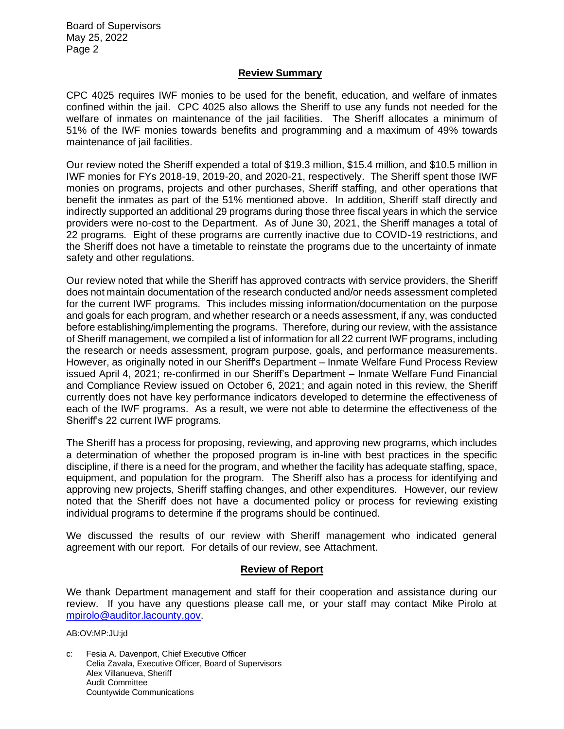## Review Summary

CPC 4025 requires IWF monies to be used for the benefit, education, and welfare of inmates confined within the jail. CPC 4025 also allows the Sheriff to use any funds not needed for the welfare of inmates on maintenance of the jail facilities. The Sheriff allocates a minimum of 51% of the IWF monies towards benefits and programming and a maximum of 49% towards maintenance of jail facilities.

Our review noted the Sheriff expended a total of $19.3 million, $15.4 million, and $10.5 million in IWF monies for FYs 2018-19, 2019-20, and 2020-21, respectively. The Sheriff spent those IWF monies on programs, projects and other purchases, Sheriff staffing, and other operations that benefit the inmates as part of the 51% mentioned above. In addition, Sheriff staff directly and indirectly supported an additional 29 programs during those three fiscal years in which the service providers were no-cost to the Department. As of June 30, 2021, the Sheriff manages a total of 22 programs. Eight of these programs are currently inactive due to COVID-19 restrictions, and the Sheriff does not have a timetable to reinstate the programs due to the uncertainty of inmate safety and other regulations.

Our review noted that while the Sheriff has approved contracts with service providers, the Sheriff does not maintain documentation of the research conducted and/or needs assessment completed for the current IWF programs. This includes missing information/documentation on the purpose and goals for each program, and whether research or a needs assessment, if any, was conducted before establishing/implementing the programs. Therefore, during our review, with the assistance of Sheriff management, we compiled a list of information for all 22 current IWF programs, including the research or needs assessment, program purpose, goals, and performance measurements. However, as originally noted in our Sheriff's Department – Inmate Welfare Fund Process Review issued April 4, 2021; re-confirmed in our Sheriff's Department – Inmate Welfare Fund Financial and Compliance Review issued on October 6, 2021; and again noted in this review, the Sheriff currently does not have key performance indicators developed to determine the effectiveness of each of the IWF programs. As a result, we were not able to determine the effectiveness of the Sheriff's 22 current IWF programs.

The Sheriff has a process for proposing, reviewing, and approving new programs, which includes a determination of whether the proposed program is in-line with best practices in the specific discipline, if there is a need for the program, and whether the facility has adequate staffing, space, equipment, and population for the program. The Sheriff also has a process for identifying and approving new projects, Sheriff staffing changes, and other expenditures. However, our review noted that the Sheriff does not have a documented policy or process for reviewing existing individual programs to determine if the programs should be continued.

We discussed the results of our review with Sheriff management who indicated general agreement with our report. For details of our review, see Attachment.

## Review of Report

We thank Department management and staff for their cooperation and assistance during our review. If you have any questions please call me, or your staff may contact Mike Pirolo at mpirolo@auditor.lacounty.gov.

AB:OV:MP:JU:jd

c: Fesia A. Davenport, Chief Executive Officer
   Celia Zavala, Executive Officer, Board of Supervisors
   Alex Villanueva, Sheriff
   Audit Committee
   Countywide Communications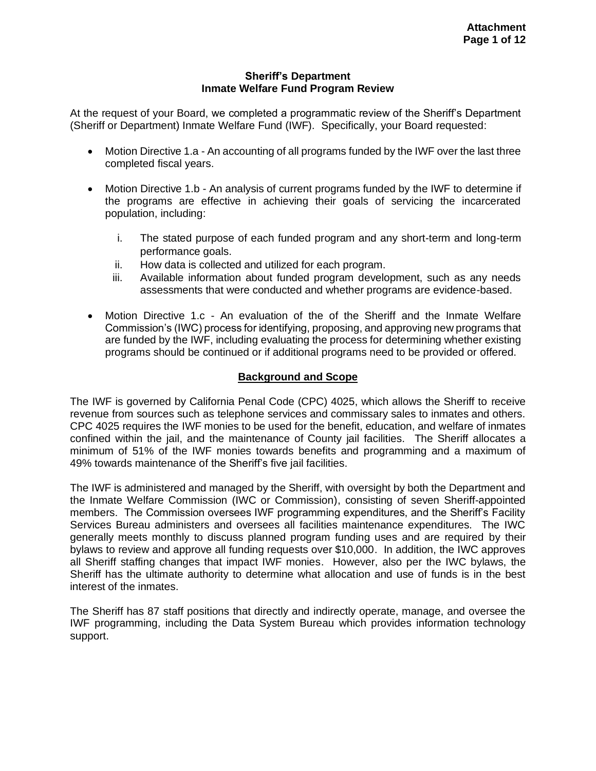**Sheriff's Department**
**Inmate Welfare Fund Program Review**

At the request of your Board, we completed a programmatic review of the Sheriff's Department (Sheriff or Department) Inmate Welfare Fund (IWF). Specifically, your Board requested:

- Motion Directive 1.a - An accounting of all programs funded by the IWF over the last three completed fiscal years.
- Motion Directive 1.b - An analysis of current programs funded by the IWF to determine if the programs are effective in achieving their goals of servicing the incarcerated population, including:
  1. The stated purpose of each funded program and any short-term and long-term performance goals.
  2. How data is collected and utilized for each program.
  3. Available information about funded program development, such as any needs assessments that were conducted and whether programs are evidence-based.
- Motion Directive 1.c - An evaluation of the of the Sheriff and the Inmate Welfare Commission's (IWC) process for identifying, proposing, and approving new programs that are funded by the IWF, including evaluating the process for determining whether existing programs should be continued or if additional programs need to be provided or offered.

## Background and Scope

The IWF is governed by California Penal Code (CPC) 4025, which allows the Sheriff to receive revenue from sources such as telephone services and commissary sales to inmates and others. CPC 4025 requires the IWF monies to be used for the benefit, education, and welfare of inmates confined within the jail, and the maintenance of County jail facilities. The Sheriff allocates a minimum of 51% of the IWF monies towards benefits and programming and a maximum of 49% towards maintenance of the Sheriff's five jail facilities.

The IWF is administered and managed by the Sheriff, with oversight by both the Department and the Inmate Welfare Commission (IWC or Commission), consisting of seven Sheriff-appointed members. The Commission oversees IWF programming expenditures, and the Sheriff's Facility Services Bureau administers and oversees all facilities maintenance expenditures. The IWC generally meets monthly to discuss planned program funding uses and are required by their bylaws to review and approve all funding requests over $10,000. In addition, the IWC approves all Sheriff staffing changes that impact IWF monies. However, also per the IWC bylaws, the Sheriff has the ultimate authority to determine what allocation and use of funds is in the best interest of the inmates.

The Sheriff has 87 staff positions that directly and indirectly operate, manage, and oversee the IWF programming, including the Data System Bureau which provides information technology support.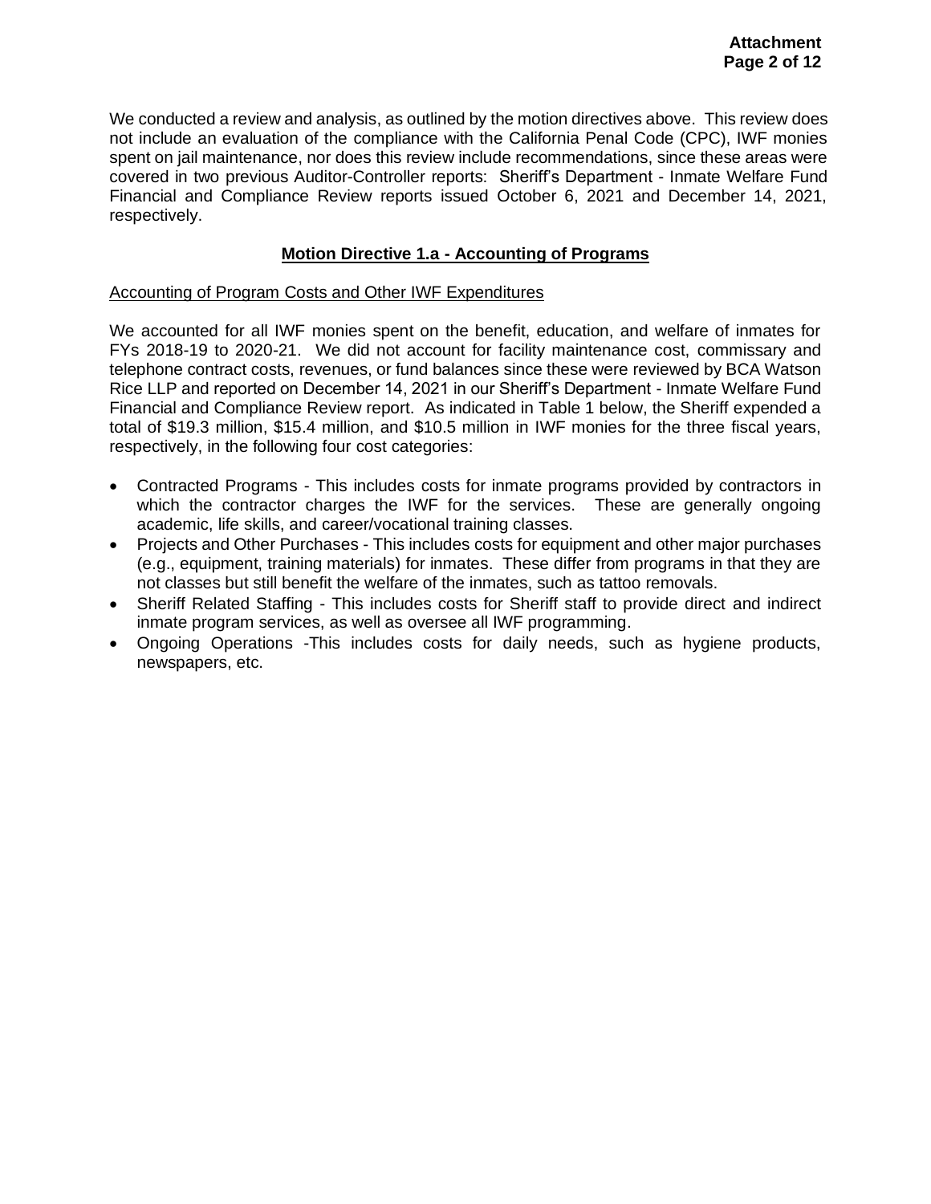We conducted a review and analysis, as outlined by the motion directives above. This review does not include an evaluation of the compliance with the California Penal Code (CPC), IWF monies spent on jail maintenance, nor does this review include recommendations, since these areas were covered in two previous Auditor-Controller reports: Sheriff's Department - Inmate Welfare Fund Financial and Compliance Review reports issued October 6, 2021 and December 14, 2021, respectively.

## Motion Directive 1.a - Accounting of Programs

### Accounting of Program Costs and Other IWF Expenditures

We accounted for all IWF monies spent on the benefit, education, and welfare of inmates for FYs 2018-19 to 2020-21. We did not account for facility maintenance cost, commissary and telephone contract costs, revenues, or fund balances since these were reviewed by BCA Watson Rice LLP and reported on December 14, 2021 in our Sheriff's Department - Inmate Welfare Fund Financial and Compliance Review report. As indicated in Table 1 below, the Sheriff expended a total of $19.3 million, $15.4 million, and $10.5 million in IWF monies for the three fiscal years, respectively, in the following four cost categories:

- Contracted Programs - This includes costs for inmate programs provided by contractors in which the contractor charges the IWF for the services. These are generally ongoing academic, life skills, and career/vocational training classes.
- Projects and Other Purchases - This includes costs for equipment and other major purchases (e.g., equipment, training materials) for inmates. These differ from programs in that they are not classes but still benefit the welfare of the inmates, such as tattoo removals.
- Sheriff Related Staffing - This includes costs for Sheriff staff to provide direct and indirect inmate program services, as well as oversee all IWF programming.
- Ongoing Operations -This includes costs for daily needs, such as hygiene products, newspapers, etc.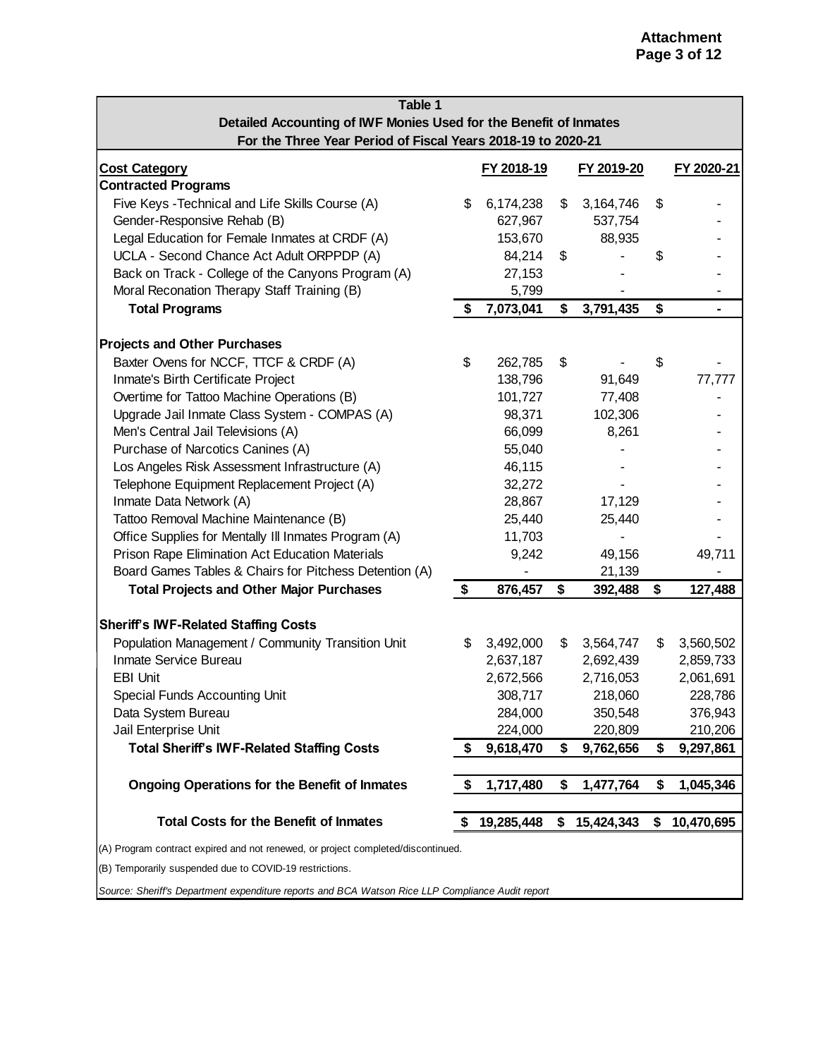**Attachment**

| Table 1<br>Detailed Accounting of IWF Monies Used for the Benefit of Inmates<br>For the Three Year Period of Fiscal Years 2018-19 to 2020-21 | | | |
|---|---|---|---|
| **Cost Category** | **FY 2018-19** | **FY 2019-20** | **FY 2020-21** |
| **Contracted Programs** | | | |
| Five Keys -Technical and Life Skills Course (A) | $ 6,174,238 | $ 3,164,746 | $ - |
| Gender-Responsive Rehab (B) | 627,967 | 537,754 | - |
| Legal Education for Female Inmates at CRDF (A) | 153,670 | 88,935 | - |
| UCLA - Second Chance Act Adult ORPPDP (A) | 84,214 | $ - | $ - |
| Back on Track - College of the Canyons Program (A) | 27,153 | - | - |
| Moral Reconation Therapy Staff Training (B) | 5,799 | - | - |
| **Total Programs** | **$ 7,073,041** | **$ 3,791,435** | **$ -** |
| **Projects and Other Purchases** | | | |
| Baxter Ovens for NCCF, TTCF & CRDF (A) | $ 262,785 | $ - | $ - |
| Inmate's Birth Certificate Project | 138,796 | 91,649 | 77,777 |
| Overtime for Tattoo Machine Operations (B) | 101,727 | 77,408 | - |
| Upgrade Jail Inmate Class System - COMPAS (A) | 98,371 | 102,306 | - |
| Men's Central Jail Televisions (A) | 66,099 | 8,261 | - |
| Purchase of Narcotics Canines (A) | 55,040 | - | - |
| Los Angeles Risk Assessment Infrastructure (A) | 46,115 | - | - |
| Telephone Equipment Replacement Project (A) | 32,272 | - | - |
| Inmate Data Network (A) | 28,867 | 17,129 | - |
| Tattoo Removal Machine Maintenance (B) | 25,440 | 25,440 | - |
| Office Supplies for Mentally Ill Inmates Program (A) | 11,703 | - | - |
| Prison Rape Elimination Act Education Materials | 9,242 | 49,156 | 49,711 |
| Board Games Tables & Chairs for Pitchess Detention (A) | - | 21,139 | - |
| **Total Projects and Other Major Purchases** | **$ 876,457** | **$ 392,488** | **$ 127,488** |
| **Sheriff's IWF-Related Staffing Costs** | | | |
| Population Management / Community Transition Unit | $ 3,492,000 | $ 3,564,747 | $ 3,560,502 |
| Inmate Service Bureau | 2,637,187 | 2,692,439 | 2,859,733 |
| EBI Unit | 2,672,566 | 2,716,053 | 2,061,691 |
| Special Funds Accounting Unit | 308,717 | 218,060 | 228,786 |
| Data System Bureau | 284,000 | 350,548 | 376,943 |
| Jail Enterprise Unit | 224,000 | 220,809 | 210,206 |
| **Total Sheriff's IWF-Related Staffing Costs** | **$ 9,618,470** | **$ 9,762,656** | **$ 9,297,861** |
| **Ongoing Operations for the Benefit of Inmates** | **$ 1,717,480** | **$ 1,477,764** | **$ 1,045,346** |
| **Total Costs for the Benefit of Inmates** | **$ 19,285,448** | **$ 15,424,343** | **$ 10,470,695** |

(A) Program contract expired and not renewed, or project completed/discontinued.

(B) Temporarily suspended due to COVID-19 restrictions.

*Source: Sheriff's Department expenditure reports and BCA Watson Rice LLP Compliance Audit report*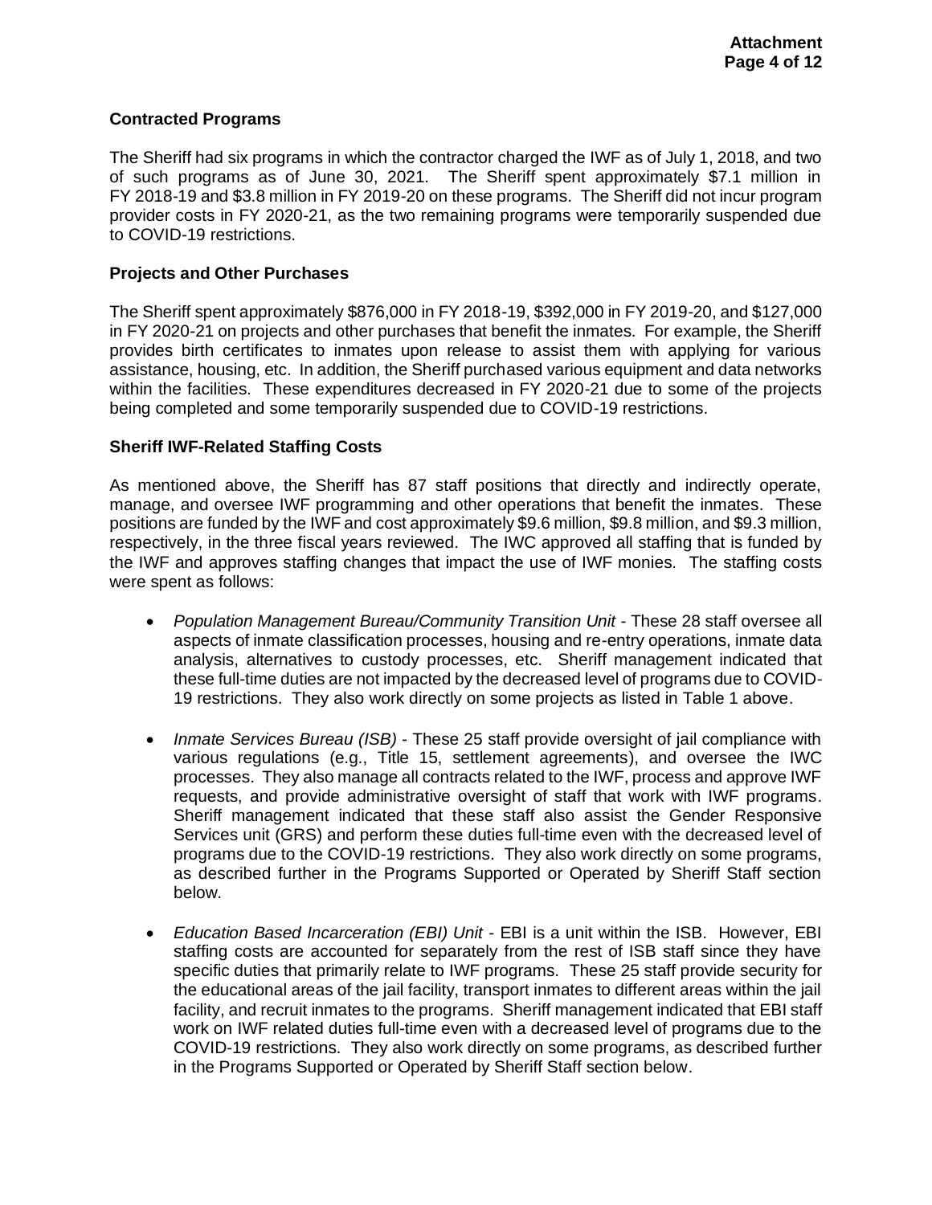### Contracted Programs

The Sheriff had six programs in which the contractor charged the IWF as of July 1, 2018, and two of such programs as of June 30, 2021. The Sheriff spent approximately $7.1 million in FY 2018-19 and $3.8 million in FY 2019-20 on these programs. The Sheriff did not incur program provider costs in FY 2020-21, as the two remaining programs were temporarily suspended due to COVID-19 restrictions.

### Projects and Other Purchases

The Sheriff spent approximately $876,000 in FY 2018-19, $392,000 in FY 2019-20, and $127,000 in FY 2020-21 on projects and other purchases that benefit the inmates. For example, the Sheriff provides birth certificates to inmates upon release to assist them with applying for various assistance, housing, etc. In addition, the Sheriff purchased various equipment and data networks within the facilities. These expenditures decreased in FY 2020-21 due to some of the projects being completed and some temporarily suspended due to COVID-19 restrictions.

### Sheriff IWF-Related Staffing Costs

As mentioned above, the Sheriff has 87 staff positions that directly and indirectly operate, manage, and oversee IWF programming and other operations that benefit the inmates. These positions are funded by the IWF and cost approximately $9.6 million, $9.8 million, and $9.3 million, respectively, in the three fiscal years reviewed. The IWC approved all staffing that is funded by the IWF and approves staffing changes that impact the use of IWF monies. The staffing costs were spent as follows:

- *Population Management Bureau/Community Transition Unit* - These 28 staff oversee all aspects of inmate classification processes, housing and re-entry operations, inmate data analysis, alternatives to custody processes, etc. Sheriff management indicated that these full-time duties are not impacted by the decreased level of programs due to COVID-19 restrictions. They also work directly on some projects as listed in Table 1 above.

- *Inmate Services Bureau (ISB)* - These 25 staff provide oversight of jail compliance with various regulations (e.g., Title 15, settlement agreements), and oversee the IWC processes. They also manage all contracts related to the IWF, process and approve IWF requests, and provide administrative oversight of staff that work with IWF programs. Sheriff management indicated that these staff also assist the Gender Responsive Services unit (GRS) and perform these duties full-time even with the decreased level of programs due to the COVID-19 restrictions. They also work directly on some programs, as described further in the Programs Supported or Operated by Sheriff Staff section below.

- *Education Based Incarceration (EBI) Unit* - EBI is a unit within the ISB. However, EBI staffing costs are accounted for separately from the rest of ISB staff since they have specific duties that primarily relate to IWF programs. These 25 staff provide security for the educational areas of the jail facility, transport inmates to different areas within the jail facility, and recruit inmates to the programs. Sheriff management indicated that EBI staff work on IWF related duties full-time even with a decreased level of programs due to the COVID-19 restrictions. They also work directly on some programs, as described further in the Programs Supported or Operated by Sheriff Staff section below.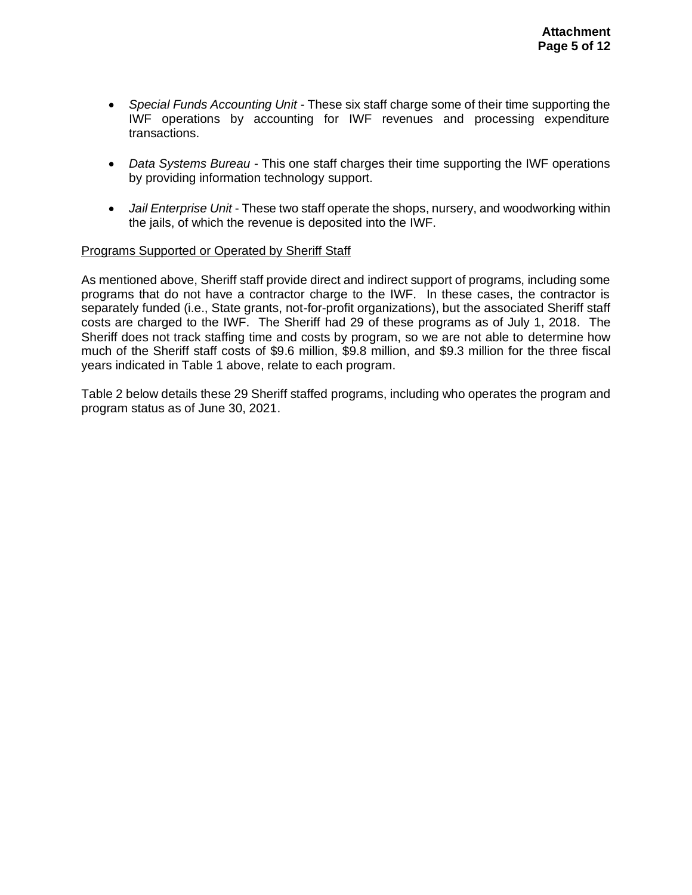- *Special Funds Accounting Unit* - These six staff charge some of their time supporting the IWF operations by accounting for IWF revenues and processing expenditure transactions.

- *Data Systems Bureau* - This one staff charges their time supporting the IWF operations by providing information technology support.

- *Jail Enterprise Unit* - These two staff operate the shops, nursery, and woodworking within the jails, of which the revenue is deposited into the IWF.

<u>Programs Supported or Operated by Sheriff Staff</u>

As mentioned above, Sheriff staff provide direct and indirect support of programs, including some programs that do not have a contractor charge to the IWF. In these cases, the contractor is separately funded (i.e., State grants, not-for-profit organizations), but the associated Sheriff staff costs are charged to the IWF. The Sheriff had 29 of these programs as of July 1, 2018. The Sheriff does not track staffing time and costs by program, so we are not able to determine how much of the Sheriff staff costs of $9.6 million, $9.8 million, and $9.3 million for the three fiscal years indicated in Table 1 above, relate to each program.

Table 2 below details these 29 Sheriff staffed programs, including who operates the program and program status as of June 30, 2021.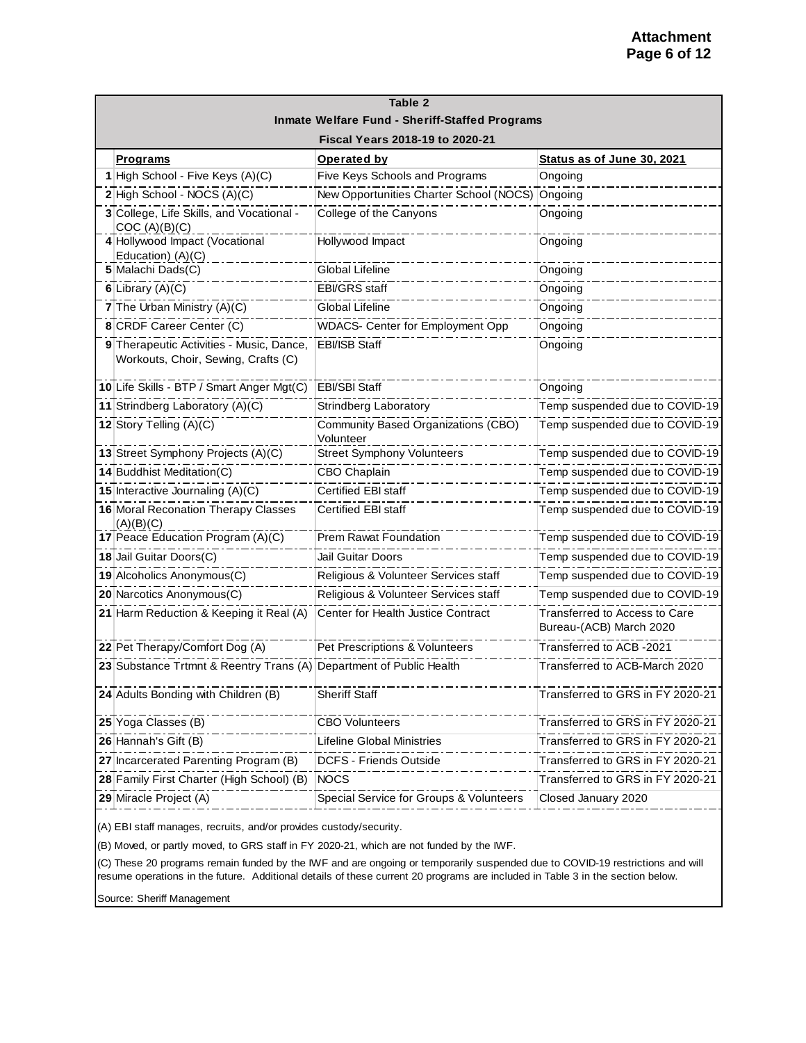**Attachment**
**Page 6 of 12**

**Table 2**
**Inmate Welfare Fund - Sheriff-Staffed Programs**
**Fiscal Years 2018-19 to 2020-21**

| | Programs | Operated by | Status as of June 30, 2021 |
|---|---|---|---|
| 1 | High School - Five Keys (A)(C) | Five Keys Schools and Programs | Ongoing |
| 2 | High School - NOCS (A)(C) | New Opportunities Charter School (NOCS) | Ongoing |
| 3 | College, Life Skills, and Vocational - COC (A)(B)(C) | College of the Canyons | Ongoing |
| 4 | Hollywood Impact (Vocational Education) (A)(C) | Hollywood Impact | Ongoing |
| 5 | Malachi Dads(C) | Global Lifeline | Ongoing |
| 6 | Library (A)(C) | EBI/GRS staff | Ongoing |
| 7 | The Urban Ministry (A)(C) | Global Lifeline | Ongoing |
| 8 | CRDF Career Center (C) | WDACS- Center for Employment Opp | Ongoing |
| 9 | Therapeutic Activities - Music, Dance, Workouts, Choir, Sewing, Crafts (C) | EBI/ISB Staff | Ongoing |
| 10 | Life Skills - BTP / Smart Anger Mgt(C) | EBI/SBI Staff | Ongoing |
| 11 | Strindberg Laboratory (A)(C) | Strindberg Laboratory | Temp suspended due to COVID-19 |
| 12 | Story Telling (A)(C) | Community Based Organizations (CBO) Volunteer | Temp suspended due to COVID-19 |
| 13 | Street Symphony Projects (A)(C) | Street Symphony Volunteers | Temp suspended due to COVID-19 |
| 14 | Buddhist Meditation(C) | CBO Chaplain | Temp suspended due to COVID-19 |
| 15 | Interactive Journaling (A)(C) | Certified EBI staff | Temp suspended due to COVID-19 |
| 16 | Moral Reconation Therapy Classes (A)(B)(C) | Certified EBI staff | Temp suspended due to COVID-19 |
| 17 | Peace Education Program (A)(C) | Prem Rawat Foundation | Temp suspended due to COVID-19 |
| 18 | Jail Guitar Doors(C) | Jail Guitar Doors | Temp suspended due to COVID-19 |
| 19 | Alcoholics Anonymous(C) | Religious & Volunteer Services staff | Temp suspended due to COVID-19 |
| 20 | Narcotics Anonymous(C) | Religious & Volunteer Services staff | Temp suspended due to COVID-19 |
| 21 | Harm Reduction & Keeping it Real (A) | Center for Health Justice Contract | Transferred to Access to Care Bureau-(ACB) March 2020 |
| 22 | Pet Therapy/Comfort Dog (A) | Pet Prescriptions & Volunteers | Transferred to ACB -2021 |
| 23 | Substance Trtmnt & Reentry Trans (A) | Department of Public Health | Transferred to ACB-March 2020 |
| 24 | Adults Bonding with Children (B) | Sheriff Staff | Transferred to GRS in FY 2020-21 |
| 25 | Yoga Classes (B) | CBO Volunteers | Transferred to GRS in FY 2020-21 |
| 26 | Hannah's Gift (B) | Lifeline Global Ministries | Transferred to GRS in FY 2020-21 |
| 27 | Incarcerated Parenting Program (B) | DCFS - Friends Outside | Transferred to GRS in FY 2020-21 |
| 28 | Family First Charter (High School) (B) | NOCS | Transferred to GRS in FY 2020-21 |
| 29 | Miracle Project (A) | Special Service for Groups & Volunteers | Closed January 2020 |

(A) EBI staff manages, recruits, and/or provides custody/security.

(B) Moved, or partly moved, to GRS staff in FY 2020-21, which are not funded by the IWF.

(C) These 20 programs remain funded by the IWF and are ongoing or temporarily suspended due to COVID-19 restrictions and will resume operations in the future. Additional details of these current 20 programs are included in Table 3 in the section below.

Source: Sheriff Management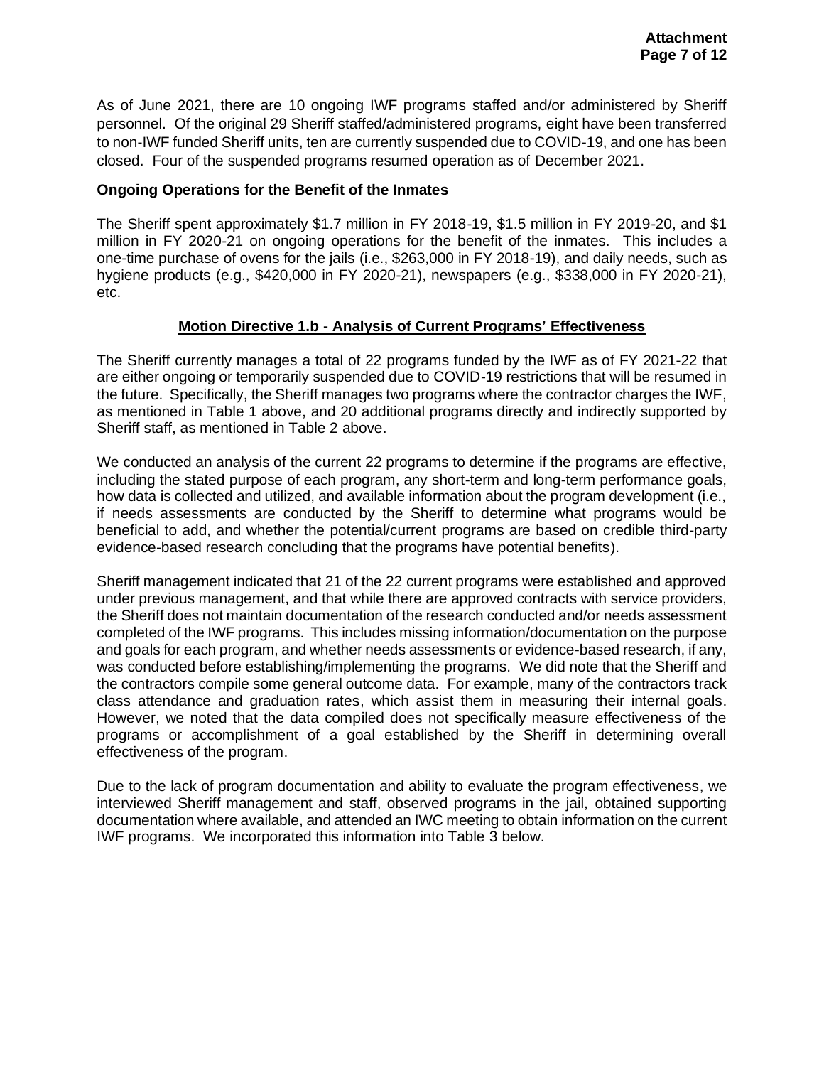As of June 2021, there are 10 ongoing IWF programs staffed and/or administered by Sheriff personnel. Of the original 29 Sheriff staffed/administered programs, eight have been transferred to non-IWF funded Sheriff units, ten are currently suspended due to COVID-19, and one has been closed. Four of the suspended programs resumed operation as of December 2021.

**Ongoing Operations for the Benefit of the Inmates**

The Sheriff spent approximately $1.7 million in FY 2018-19, $1.5 million in FY 2019-20, and $1 million in FY 2020-21 on ongoing operations for the benefit of the inmates. This includes a one-time purchase of ovens for the jails (i.e., $263,000 in FY 2018-19), and daily needs, such as hygiene products (e.g., $420,000 in FY 2020-21), newspapers (e.g., $338,000 in FY 2020-21), etc.

## Motion Directive 1.b - Analysis of Current Programs' Effectiveness

The Sheriff currently manages a total of 22 programs funded by the IWF as of FY 2021-22 that are either ongoing or temporarily suspended due to COVID-19 restrictions that will be resumed in the future. Specifically, the Sheriff manages two programs where the contractor charges the IWF, as mentioned in Table 1 above, and 20 additional programs directly and indirectly supported by Sheriff staff, as mentioned in Table 2 above.

We conducted an analysis of the current 22 programs to determine if the programs are effective, including the stated purpose of each program, any short-term and long-term performance goals, how data is collected and utilized, and available information about the program development (i.e., if needs assessments are conducted by the Sheriff to determine what programs would be beneficial to add, and whether the potential/current programs are based on credible third-party evidence-based research concluding that the programs have potential benefits).

Sheriff management indicated that 21 of the 22 current programs were established and approved under previous management, and that while there are approved contracts with service providers, the Sheriff does not maintain documentation of the research conducted and/or needs assessment completed of the IWF programs. This includes missing information/documentation on the purpose and goals for each program, and whether needs assessments or evidence-based research, if any, was conducted before establishing/implementing the programs. We did note that the Sheriff and the contractors compile some general outcome data. For example, many of the contractors track class attendance and graduation rates, which assist them in measuring their internal goals. However, we noted that the data compiled does not specifically measure effectiveness of the programs or accomplishment of a goal established by the Sheriff in determining overall effectiveness of the program.

Due to the lack of program documentation and ability to evaluate the program effectiveness, we interviewed Sheriff management and staff, observed programs in the jail, obtained supporting documentation where available, and attended an IWC meeting to obtain information on the current IWF programs. We incorporated this information into Table 3 below.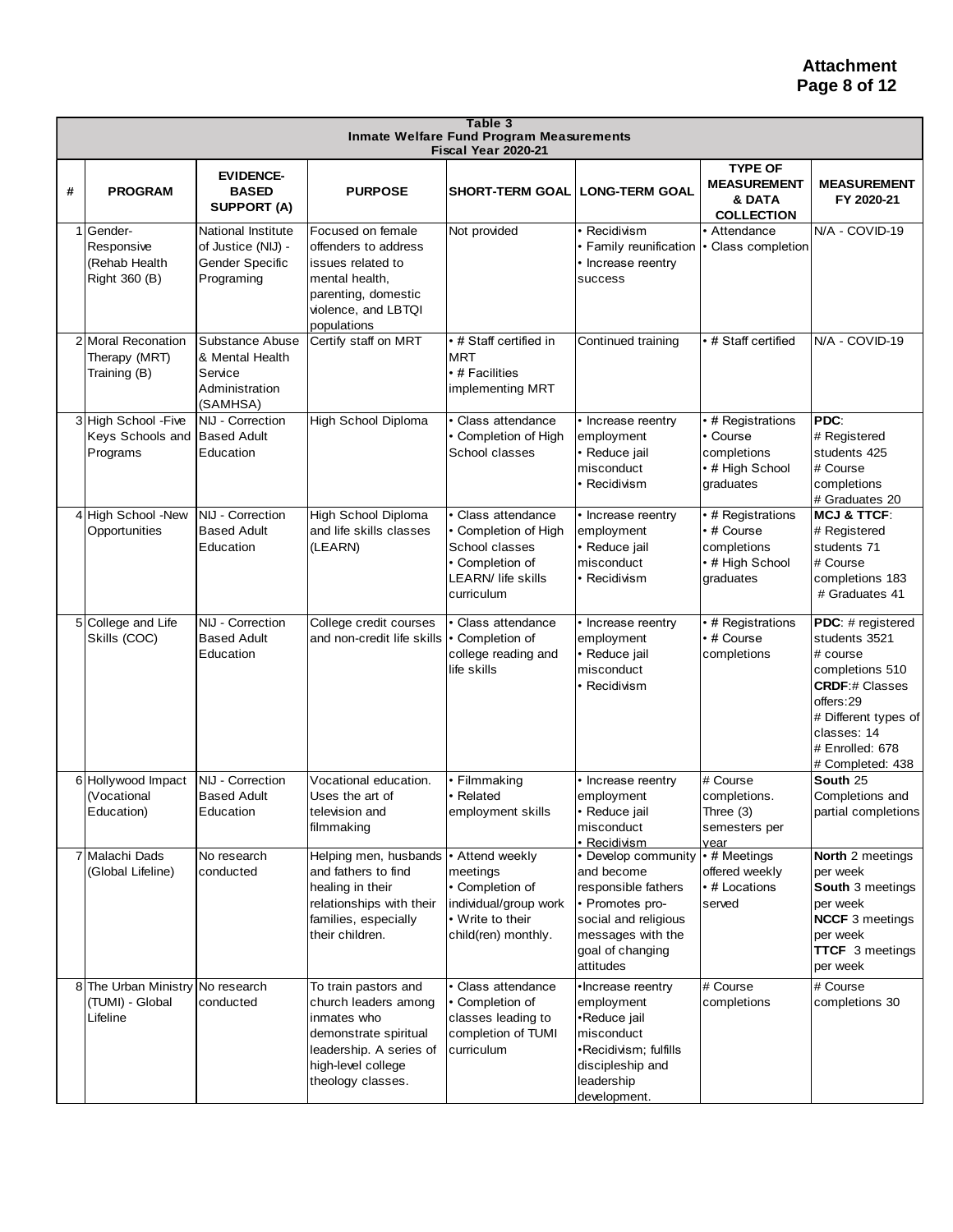**Attachment**

| Table 3<br>Inmate Welfare Fund Program Measurements<br>Fiscal Year 2020-21 | | | | | | | |
|---|---|---|---|---|---|---|---|
| # | PROGRAM | EVIDENCE-BASED SUPPORT (A) | PURPOSE | SHORT-TERM GOAL | LONG-TERM GOAL | TYPE OF MEASUREMENT & DATA COLLECTION | MEASUREMENT FY 2020-21 |
| 1 | Gender-Responsive (Rehab Health Right 360 (B) | National Institute of Justice (NIJ) - Gender Specific Programing | Focused on female offenders to address issues related to mental health, parenting, domestic violence, and LBTQI populations | Not provided | • Recidivism<br>• Family reunification<br>• Increase reentry success | • Attendance<br>• Class completion | N/A - COVID-19 |
| 2 | Moral Reconation Therapy (MRT) Training (B) | Substance Abuse & Mental Health Service Administration (SAMHSA) | Certify staff on MRT | • # Staff certified in MRT<br>• # Facilities implementing MRT | Continued training | • # Staff certified | N/A - COVID-19 |
| 3 | High School -Five Keys Schools and Programs | NIJ - Correction Based Adult Education | High School Diploma | • Class attendance<br>• Completion of High School classes | • Increase reentry employment<br>• Reduce jail misconduct<br>• Recidivism | • # Registrations<br>• Course completions<br>• # High School graduates | **PDC**:<br># Registered students 425<br># Course completions<br># Graduates 20 |
| 4 | High School -New Opportunities | NIJ - Correction Based Adult Education | High School Diploma and life skills classes (LEARN) | • Class attendance<br>• Completion of High School classes<br>• Completion of LEARN/ life skills curriculum | • Increase reentry employment<br>• Reduce jail misconduct<br>• Recidivism | • # Registrations<br>• # Course completions<br>• # High School graduates | **MCJ & TTCF**:<br># Registered students 71<br># Course completions 183<br># Graduates 41 |
| 5 | College and Life Skills (COC) | NIJ - Correction Based Adult Education | College credit courses and non-credit life skills | • Class attendance<br>• Completion of college reading and life skills | • Increase reentry employment<br>• Reduce jail misconduct<br>• Recidivism | • # Registrations<br>• # Course completions | **PDC**: # registered students 3521<br># course completions 510<br>**CRDF**:# Classes offers:29<br># Different types of classes: 14<br># Enrolled: 678<br># Completed: 438 |
| 6 | Hollywood Impact (Vocational Education) | NIJ - Correction Based Adult Education | Vocational education. Uses the art of television and filmmaking | • Filmmaking<br>• Related employment skills | • Increase reentry employment<br>• Reduce jail misconduct<br>• Recidivism | # Course completions. Three (3) semesters per year | **South** 25 Completions and partial completions |
| 7 | Malachi Dads (Global Lifeline) | No research conducted | Helping men, husbands and fathers to find healing in their relationships with their families, especially their children. | • Attend weekly meetings<br>• Completion of individual/group work<br>• Write to their child(ren) monthly. | • Develop community and become responsible fathers<br>• Promotes pro-social and religious messages with the goal of changing attitudes | • # Meetings offered weekly<br>• # Locations served | **North** 2 meetings per week<br>**South** 3 meetings per week<br>**NCCF** 3 meetings per week<br>**TTCF** 3 meetings per week |
| 8 | The Urban Ministry (TUMI) - Global Lifeline | No research conducted | To train pastors and church leaders among inmates who demonstrate spiritual leadership. A series of high-level college theology classes. | • Class attendance<br>• Completion of classes leading to completion of TUMI curriculum | •Increase reentry employment<br>•Reduce jail misconduct<br>•Recidivism; fulfills discipleship and leadership development. | # Course completions | # Course completions 30 |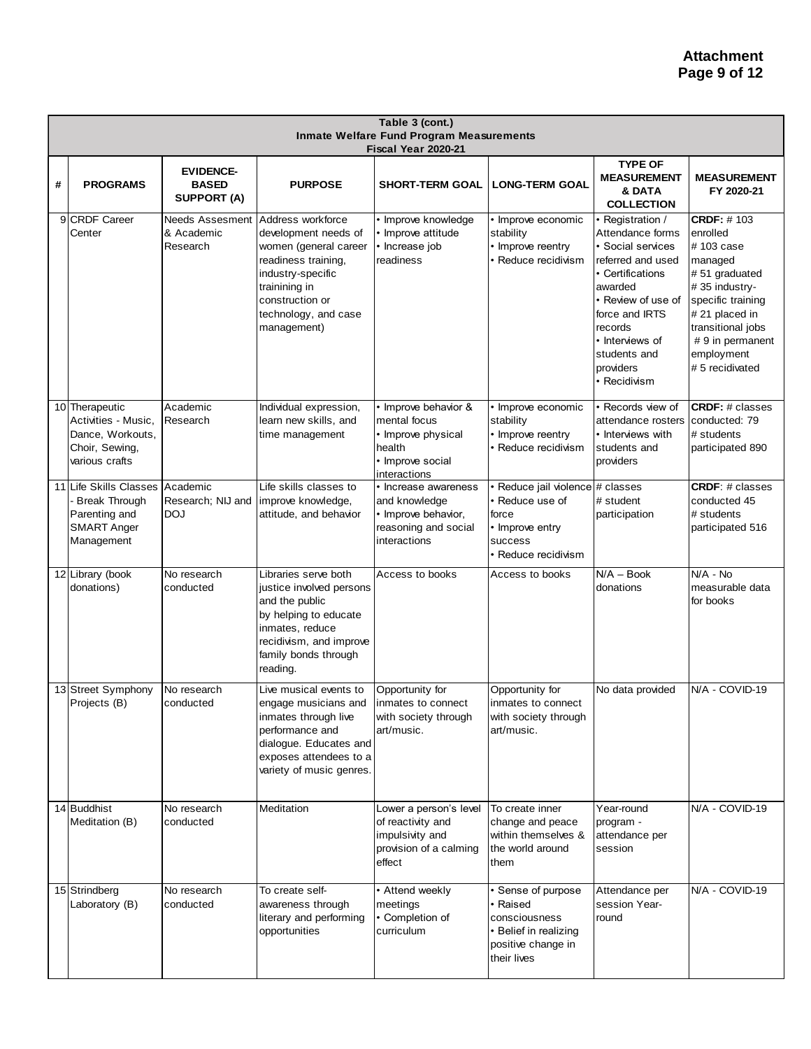**Attachment**

| Table 3 (cont.)<br>Inmate Welfare Fund Program Measurements<br>Fiscal Year 2020-21 | | | | | | | |
|---|---|---|---|---|---|---|---|
| # | PROGRAMS | EVIDENCE-BASED SUPPORT (A) | PURPOSE | SHORT-TERM GOAL | LONG-TERM GOAL | TYPE OF MEASUREMENT & DATA COLLECTION | MEASUREMENT FY 2020-21 |
| 9 | CRDF Career Center | Needs Assesment & Academic Research | Address workforce development needs of women (general career readiness training, industry-specific trainining in construction or technology, and case management) | • Improve knowledge<br>• Improve attitude<br>• Increase job readiness | • Improve economic stability<br>• Improve reentry<br>• Reduce recidivism | • Registration / Attendance forms<br>• Social services referred and used<br>• Certifications awarded<br>• Review of use of force and IRTS records<br>• Interviews of students and providers<br>• Recidivism | **CRDF:** # 103 enrolled<br># 103 case managed<br># 51 graduated<br># 35 industry-specific training<br># 21 placed in transitional jobs<br># 9 in permanent employment<br># 5 recidivated |
| 10 | Therapeutic Activities - Music, Dance, Workouts, Choir, Sewing, various crafts | Academic Research | Individual expression, learn new skills, and time management | • Improve behavior & mental focus<br>• Improve physical health<br>• Improve social interactions | • Improve economic stability<br>• Improve reentry<br>• Reduce recidivism | • Records view of attendance rosters<br>• Interviews with students and providers | **CRDF:** # classes conducted: 79<br># students participated 890 |
| 11 | Life Skills Classes - Break Through Parenting and SMART Anger Management | Academic Research; NIJ and DOJ | Life skills classes to improve knowledge, attitude, and behavior | • Increase awareness and knowledge<br>• Improve behavior, reasoning and social interactions | • Reduce jail violence<br>• Reduce use of force<br>• Improve entry success<br>• Reduce recidivism | # classes<br># student participation | **CRDF**: # classes conducted 45<br># students participated 516 |
| 12 | Library (book donations) | No research conducted | Libraries serve both justice involved persons and the public by helping to educate inmates, reduce recidivism, and improve family bonds through reading. | Access to books | Access to books | N/A – Book donations | N/A - No measurable data for books |
| 13 | Street Symphony Projects (B) | No research conducted | Live musical events to engage musicians and inmates through live performance and dialogue. Educates and exposes attendees to a variety of music genres. | Opportunity for inmates to connect with society through art/music. | Opportunity for inmates to connect with society through art/music. | No data provided | N/A - COVID-19 |
| 14 | Buddhist Meditation (B) | No research conducted | Meditation | Lower a person's level of reactivity and impulsivity and provision of a calming effect | To create inner change and peace within themselves & the world around them | Year-round program - attendance per session | N/A - COVID-19 |
| 15 | Strindberg Laboratory (B) | No research conducted | To create self-awareness through literary and performing opportunities | • Attend weekly meetings<br>• Completion of curriculum | • Sense of purpose<br>• Raised consciousness<br>• Belief in realizing positive change in their lives | Attendance per session Year-round | N/A - COVID-19 |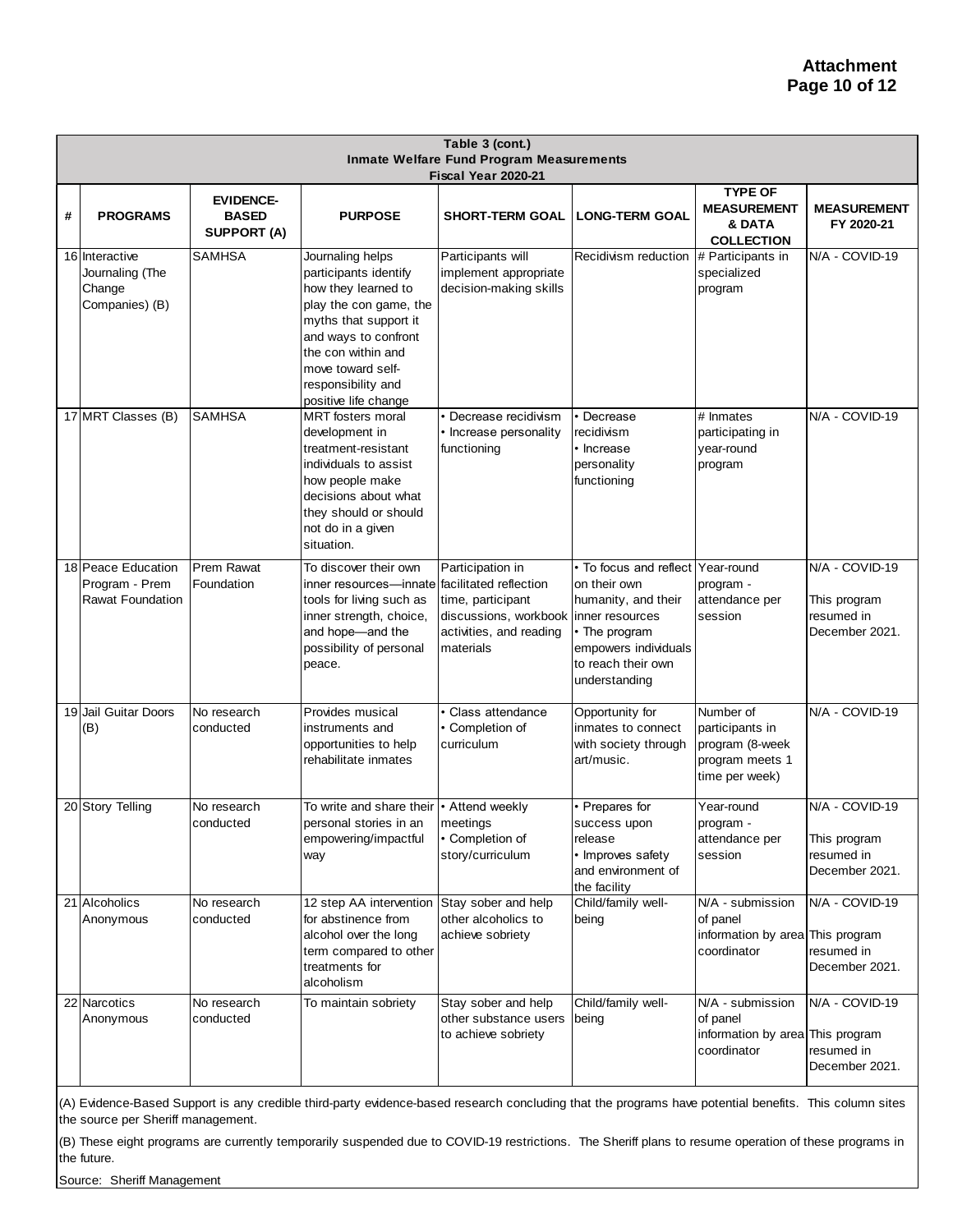**Attachment**
**Page 10 of 12**

| Table 3 (cont.) Inmate Welfare Fund Program Measurements Fiscal Year 2020-21 | | | | | | | |
|---|---|---|---|---|---|---|---|
| # | PROGRAMS | EVIDENCE-BASED SUPPORT (A) | PURPOSE | SHORT-TERM GOAL | LONG-TERM GOAL | TYPE OF MEASUREMENT & DATA COLLECTION | MEASUREMENT FY 2020-21 |
| 16 | Interactive Journaling (The Change Companies) (B) | SAMHSA | Journaling helps participants identify how they learned to play the con game, the myths that support it and ways to confront the con within and move toward self-responsibility and positive life change | Participants will implement appropriate decision-making skills | Recidivism reduction | # Participants in specialized program | N/A - COVID-19 |
| 17 | MRT Classes (B) | SAMHSA | MRT fosters moral development in treatment-resistant individuals to assist how people make decisions about what they should or should not do in a given situation. | • Decrease recidivism<br>• Increase personality functioning | • Decrease recidivism<br>• Increase personality functioning | # Inmates participating in year-round program | N/A - COVID-19 |
| 18 | Peace Education Program - Prem Rawat Foundation | Prem Rawat Foundation | To discover their own inner resources—innate tools for living such as inner strength, choice, and hope—and the possibility of personal peace. | Participation in facilitated reflection time, participant discussions, workbook activities, and reading materials | • To focus and reflect on their own humanity, and their inner resources<br>• The program empowers individuals to reach their own understanding | Year-round program - attendance per session | N/A - COVID-19<br><br>This program resumed in December 2021. |
| 19 | Jail Guitar Doors (B) | No research conducted | Provides musical instruments and opportunities to help rehabilitate inmates | • Class attendance<br>• Completion of curriculum | Opportunity for inmates to connect with society through art/music. | Number of participants in program (8-week program meets 1 time per week) | N/A - COVID-19 |
| 20 | Story Telling | No research conducted | To write and share their personal stories in an empowering/impactful way | • Attend weekly meetings<br>• Completion of story/curriculum | • Prepares for success upon release<br>• Improves safety and environment of the facility | Year-round program - attendance per session | N/A - COVID-19<br><br>This program resumed in December 2021. |
| 21 | Alcoholics Anonymous | No research conducted | 12 step AA intervention for abstinence from alcohol over the long term compared to other treatments for alcoholism | Stay sober and help other alcoholics to achieve sobriety | Child/family well-being | N/A - submission of panel information by area coordinator | N/A - COVID-19<br><br>This program resumed in December 2021. |
| 22 | Narcotics Anonymous | No research conducted | To maintain sobriety | Stay sober and help other substance users to achieve sobriety | Child/family well-being | N/A - submission of panel information by area coordinator | N/A - COVID-19<br><br>This program resumed in December 2021. |

(A) Evidence-Based Support is any credible third-party evidence-based research concluding that the programs have potential benefits. This column sites the source per Sheriff management.

(B) These eight programs are currently temporarily suspended due to COVID-19 restrictions. The Sheriff plans to resume operation of these programs in the future.

Source: Sheriff Management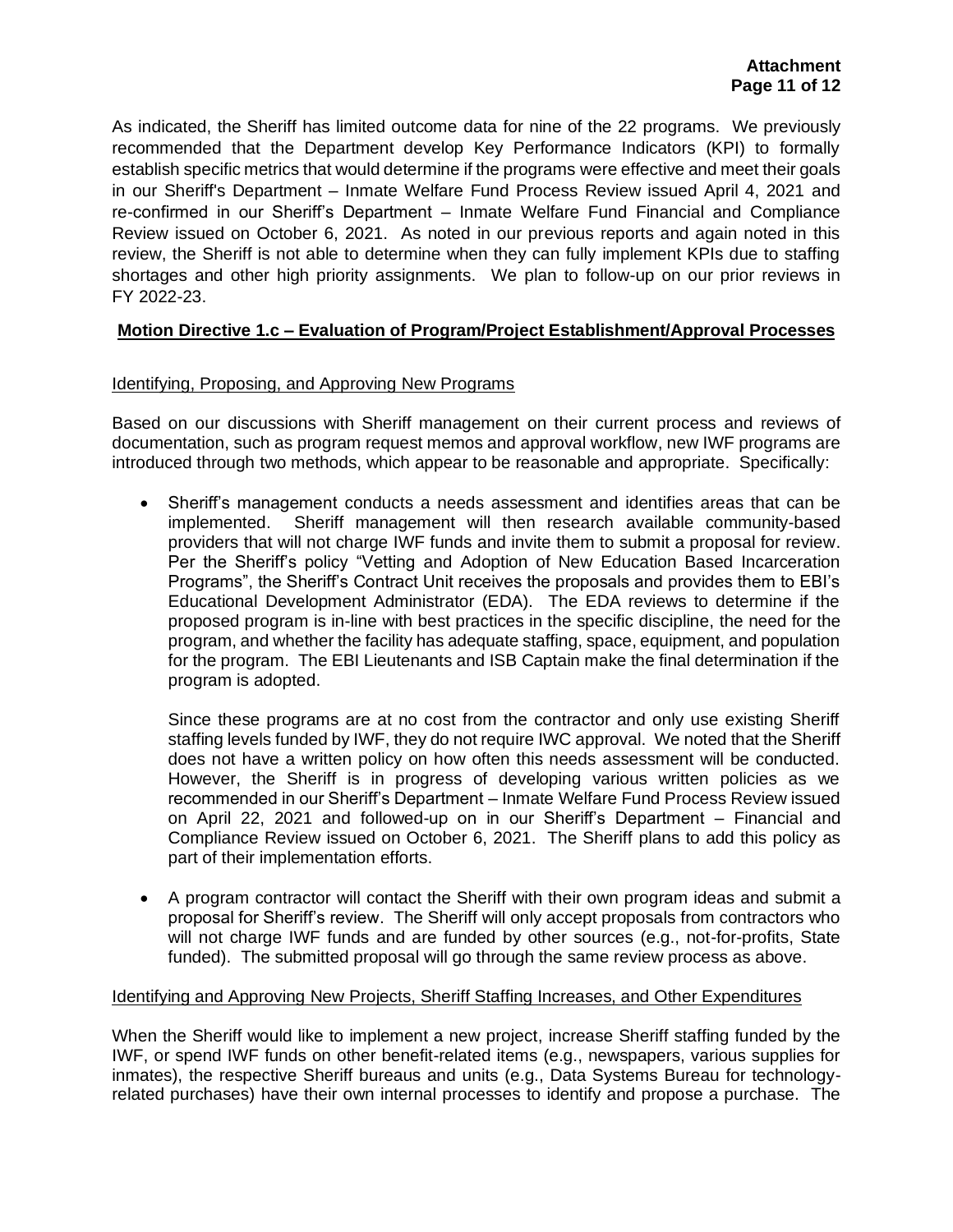As indicated, the Sheriff has limited outcome data for nine of the 22 programs. We previously recommended that the Department develop Key Performance Indicators (KPI) to formally establish specific metrics that would determine if the programs were effective and meet their goals in our Sheriff's Department – Inmate Welfare Fund Process Review issued April 4, 2021 and re-confirmed in our Sheriff's Department – Inmate Welfare Fund Financial and Compliance Review issued on October 6, 2021. As noted in our previous reports and again noted in this review, the Sheriff is not able to determine when they can fully implement KPIs due to staffing shortages and other high priority assignments. We plan to follow-up on our prior reviews in FY 2022-23.

## Motion Directive 1.c – Evaluation of Program/Project Establishment/Approval Processes

### Identifying, Proposing, and Approving New Programs

Based on our discussions with Sheriff management on their current process and reviews of documentation, such as program request memos and approval workflow, new IWF programs are introduced through two methods, which appear to be reasonable and appropriate. Specifically:

- Sheriff's management conducts a needs assessment and identifies areas that can be implemented. Sheriff management will then research available community-based providers that will not charge IWF funds and invite them to submit a proposal for review. Per the Sheriff's policy "Vetting and Adoption of New Education Based Incarceration Programs", the Sheriff's Contract Unit receives the proposals and provides them to EBI's Educational Development Administrator (EDA). The EDA reviews to determine if the proposed program is in-line with best practices in the specific discipline, the need for the program, and whether the facility has adequate staffing, space, equipment, and population for the program. The EBI Lieutenants and ISB Captain make the final determination if the program is adopted.

  Since these programs are at no cost from the contractor and only use existing Sheriff staffing levels funded by IWF, they do not require IWC approval. We noted that the Sheriff does not have a written policy on how often this needs assessment will be conducted. However, the Sheriff is in progress of developing various written policies as we recommended in our Sheriff's Department – Inmate Welfare Fund Process Review issued on April 22, 2021 and followed-up on in our Sheriff's Department – Financial and Compliance Review issued on October 6, 2021. The Sheriff plans to add this policy as part of their implementation efforts.

- A program contractor will contact the Sheriff with their own program ideas and submit a proposal for Sheriff's review. The Sheriff will only accept proposals from contractors who will not charge IWF funds and are funded by other sources (e.g., not-for-profits, State funded). The submitted proposal will go through the same review process as above.

### Identifying and Approving New Projects, Sheriff Staffing Increases, and Other Expenditures

When the Sheriff would like to implement a new project, increase Sheriff staffing funded by the IWF, or spend IWF funds on other benefit-related items (e.g., newspapers, various supplies for inmates), the respective Sheriff bureaus and units (e.g., Data Systems Bureau for technology-related purchases) have their own internal processes to identify and propose a purchase. The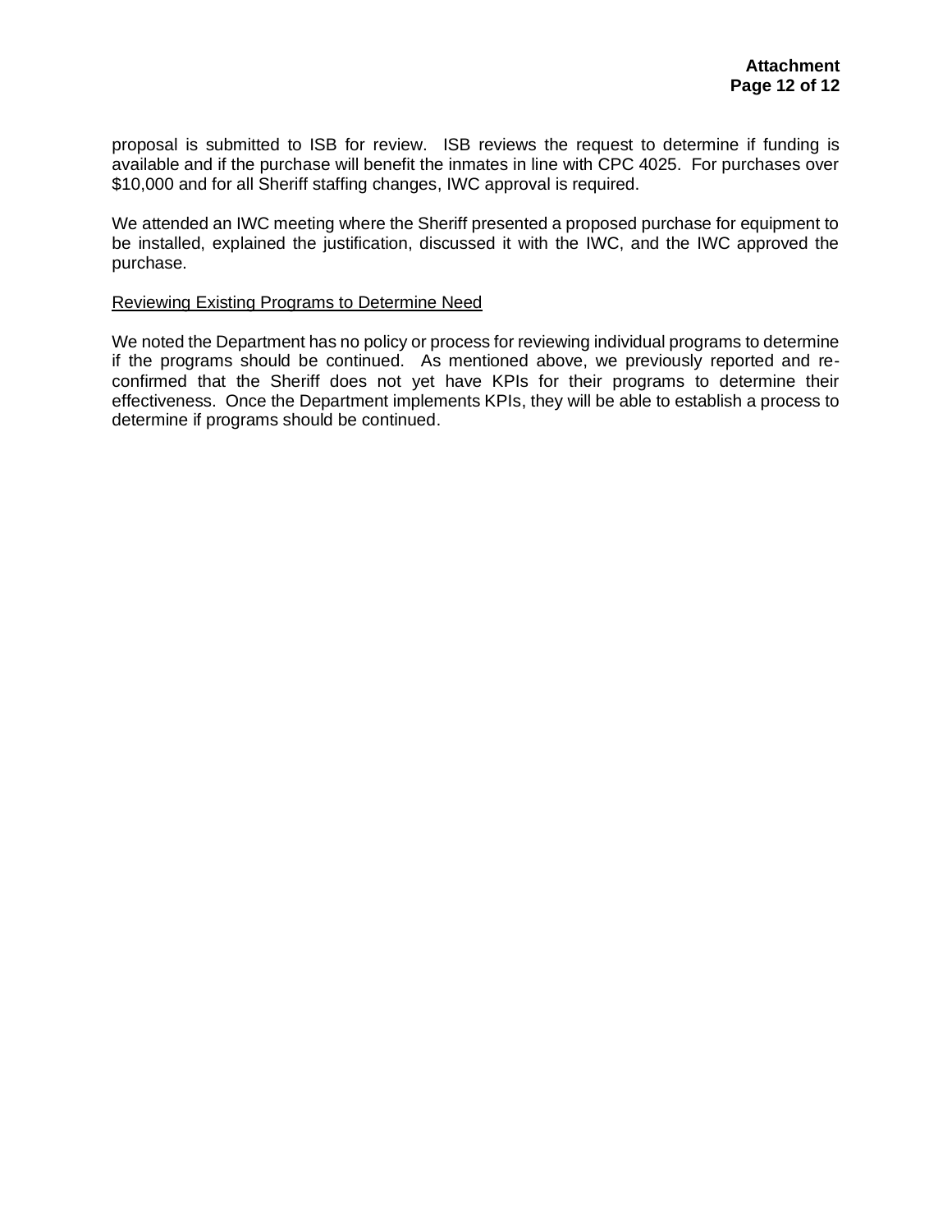proposal is submitted to ISB for review. ISB reviews the request to determine if funding is available and if the purchase will benefit the inmates in line with CPC 4025. For purchases over $10,000 and for all Sheriff staffing changes, IWC approval is required.

We attended an IWC meeting where the Sheriff presented a proposed purchase for equipment to be installed, explained the justification, discussed it with the IWC, and the IWC approved the purchase.

<u>Reviewing Existing Programs to Determine Need</u>

We noted the Department has no policy or process for reviewing individual programs to determine if the programs should be continued. As mentioned above, we previously reported and re-confirmed that the Sheriff does not yet have KPIs for their programs to determine their effectiveness. Once the Department implements KPIs, they will be able to establish a process to determine if programs should be continued.